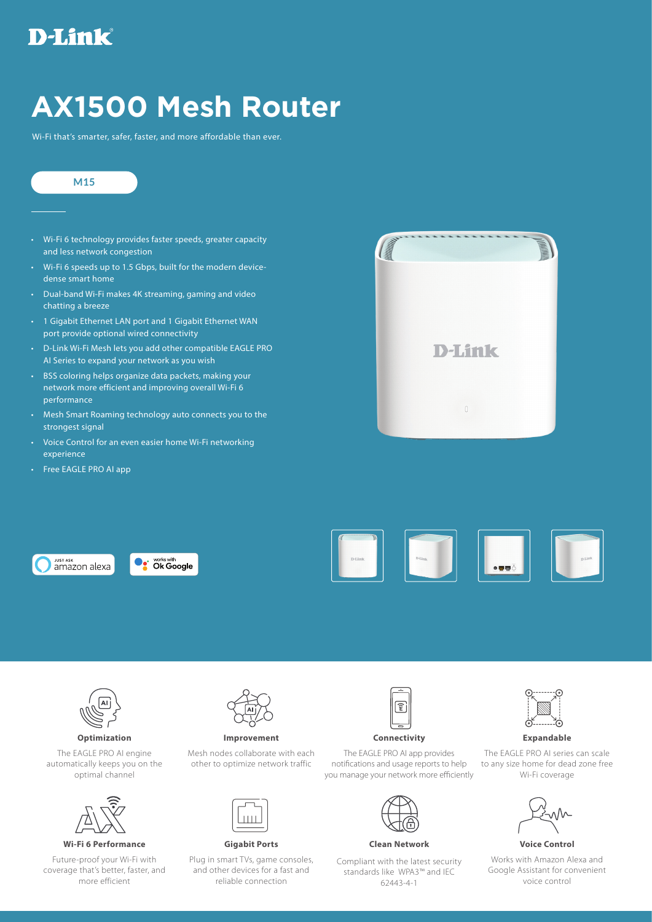# D-Link

# AX1500 Mesh Router

Wi-Fi that's smarter, safer, faster, and more affordable than ever.

**M15**

- Wi-Fi 6 technology provides faster speeds, greater capacity and less network congestion
- Wi-Fi 6 speeds up to 1.5 Gbps, built for the modern device-dense smart home
- Dual-band Wi-Fi makes 4K streaming, gaming and video chatting a breeze
- 1 Gigabit Ethernet LAN port and 1 Gigabit Ethernet WAN port provide optional wired connectivity
- D-Link Wi-Fi Mesh lets you add other compatible EAGLE PRO AI Series to expand your network as you wish
- BSS coloring helps organize data packets, making your network more efficient and improving overall Wi-Fi 6 performance
- Mesh Smart Roaming technology auto connects you to the strongest signal
- Voice Control for an even easier home Wi-Fi networking experience
- Free EAGLE PRO AI app

JUST ASK amazon alexa

works with Ok Google

**Optimization**

The EAGLE PRO AI engine automatically keeps you on the optimal channel

**Improvement**

Mesh nodes collaborate with each other to optimize network traffic

**Connectivity**

The EAGLE PRO AI app provides notifications and usage reports to help you manage your network more efficiently

**Expandable**

The EAGLE PRO AI series can scale to any size home for dead zone free Wi-Fi coverage

**Wi-Fi 6 Performance**

Future-proof your Wi-Fi with coverage that's better, faster, and more efficient

**Gigabit Ports**

Plug in smart TVs, game consoles, and other devices for a fast and reliable connection

**Clean Network**

Compliant with the latest security standards like WPA3™ and IEC 62443-4-1

**Voice Control**

Works with Amazon Alexa and Google Assistant for convenient voice control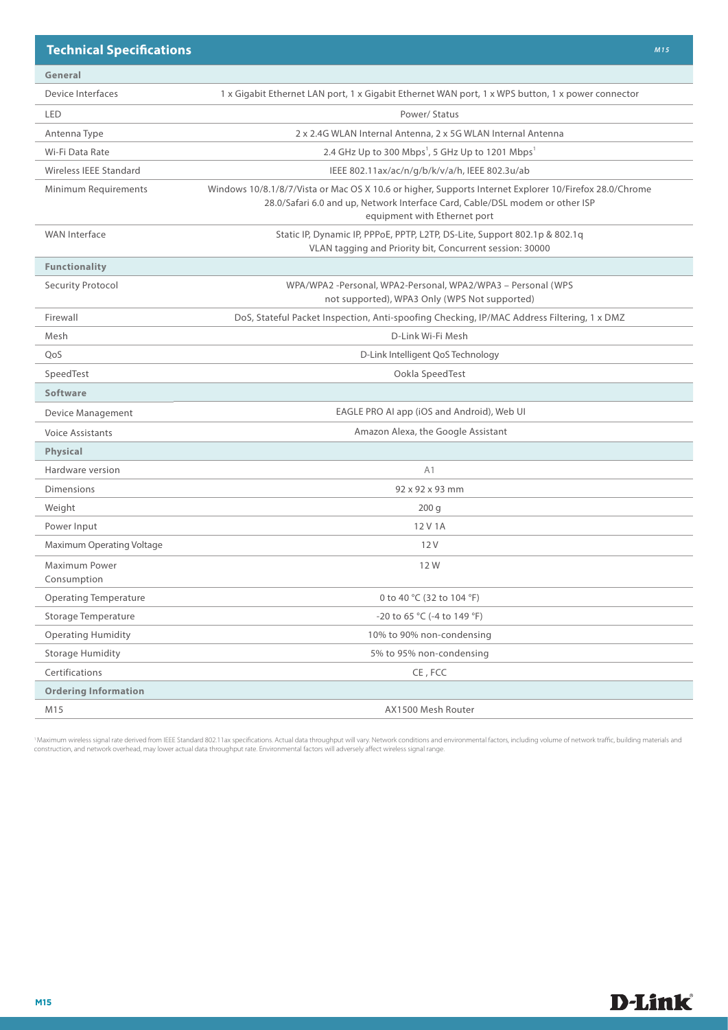## Technical Specifications

| | |
|---|---|
| **General** | |
| Device Interfaces | 1 x Gigabit Ethernet LAN port, 1 x Gigabit Ethernet WAN port, 1 x WPS button, 1 x power connector |
| LED | Power/ Status |
| Antenna Type | 2 x 2.4G WLAN Internal Antenna, 2 x 5G WLAN Internal Antenna |
| Wi-Fi Data Rate | 2.4 GHz Up to 300 Mbps[1], 5 GHz Up to 1201 Mbps[1] |
| Wireless IEEE Standard | IEEE 802.11ax/ac/n/g/b/k/v/a/h, IEEE 802.3u/ab |
| Minimum Requirements | Windows 10/8.1/8/7/Vista or Mac OS X 10.6 or higher, Supports Internet Explorer 10/Firefox 28.0/Chrome 28.0/Safari 6.0 and up, Network Interface Card, Cable/DSL modem or other ISP equipment with Ethernet port |
| WAN Interface | Static IP, Dynamic IP, PPPoE, PPTP, L2TP, DS-Lite, Support 802.1p & 802.1q VLAN tagging and Priority bit, Concurrent session: 30000 |
| **Functionality** | |
| Security Protocol | WPA/WPA2 -Personal, WPA2-Personal, WPA2/WPA3 – Personal (WPS not supported), WPA3 Only (WPS Not supported) |
| Firewall | DoS, Stateful Packet Inspection, Anti-spoofing Checking, IP/MAC Address Filtering, 1 x DMZ |
| Mesh | D-Link Wi-Fi Mesh |
| QoS | D-Link Intelligent QoS Technology |
| SpeedTest | Ookla SpeedTest |
| **Software** | |
| Device Management | EAGLE PRO AI app (iOS and Android), Web UI |
| Voice Assistants | Amazon Alexa, the Google Assistant |
| **Physical** | |
| Hardware version | A1 |
| Dimensions | 92 x 92 x 93 mm |
| Weight | 200 g |
| Power Input | 12 V 1A |
| Maximum Operating Voltage | 12 V |
| Maximum Power Consumption | 12 W |
| Operating Temperature | 0 to 40 °C (32 to 104 °F) |
| Storage Temperature | -20 to 65 °C (-4 to 149 °F) |
| Operating Humidity | 10% to 90% non-condensing |
| Storage Humidity | 5% to 95% non-condensing |
| Certifications | CE , FCC |
| **Ordering Information** | |
| M15 | AX1500 Mesh Router |

[1] Maximum wireless signal rate derived from IEEE Standard 802.11ax specifications. Actual data throughput will vary. Network conditions and environmental factors, including volume of network traffic, building materials and construction, and network overhead, may lower actual data throughput rate. Environmental factors will adversely affect wireless signal range.